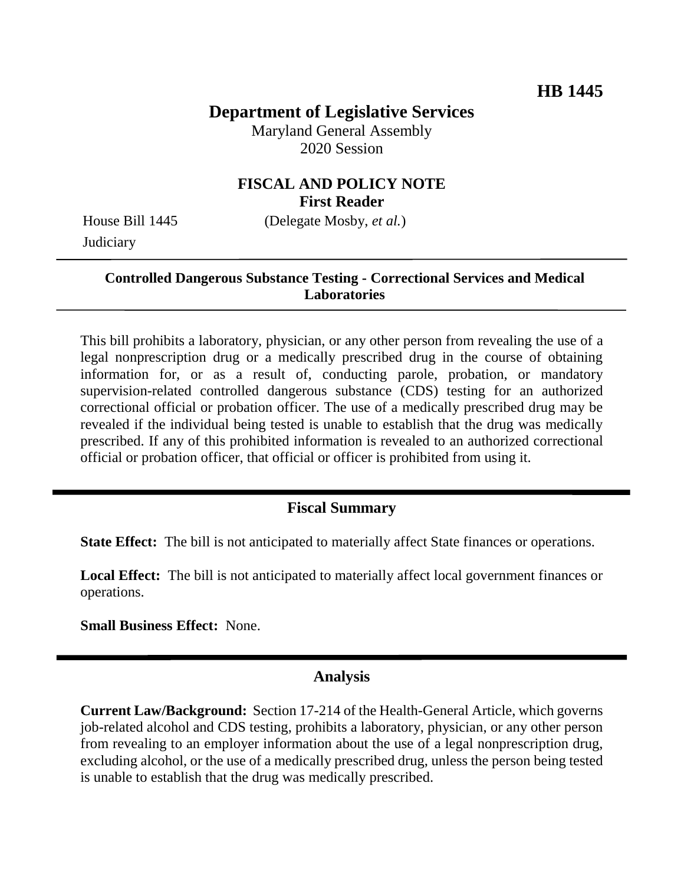**HB 1445**

# Department of Legislative Services

Maryland General Assembly
2020 Session

## FISCAL AND POLICY NOTE
**First Reader**

House Bill 1445 (Delegate Mosby, *et al.*)
Judiciary

---

**Controlled Dangerous Substance Testing - Correctional Services and Medical Laboratories**

---

This bill prohibits a laboratory, physician, or any other person from revealing the use of a legal nonprescription drug or a medically prescribed drug in the course of obtaining information for, or as a result of, conducting parole, probation, or mandatory supervision-related controlled dangerous substance (CDS) testing for an authorized correctional official or probation officer. The use of a medically prescribed drug may be revealed if the individual being tested is unable to establish that the drug was medically prescribed. If any of this prohibited information is revealed to an authorized correctional official or probation officer, that official or officer is prohibited from using it.

## Fiscal Summary

**State Effect:** The bill is not anticipated to materially affect State finances or operations.

**Local Effect:** The bill is not anticipated to materially affect local government finances or operations.

**Small Business Effect:** None.

## Analysis

**Current Law/Background:** Section 17-214 of the Health-General Article, which governs job-related alcohol and CDS testing, prohibits a laboratory, physician, or any other person from revealing to an employer information about the use of a legal nonprescription drug, excluding alcohol, or the use of a medically prescribed drug, unless the person being tested is unable to establish that the drug was medically prescribed.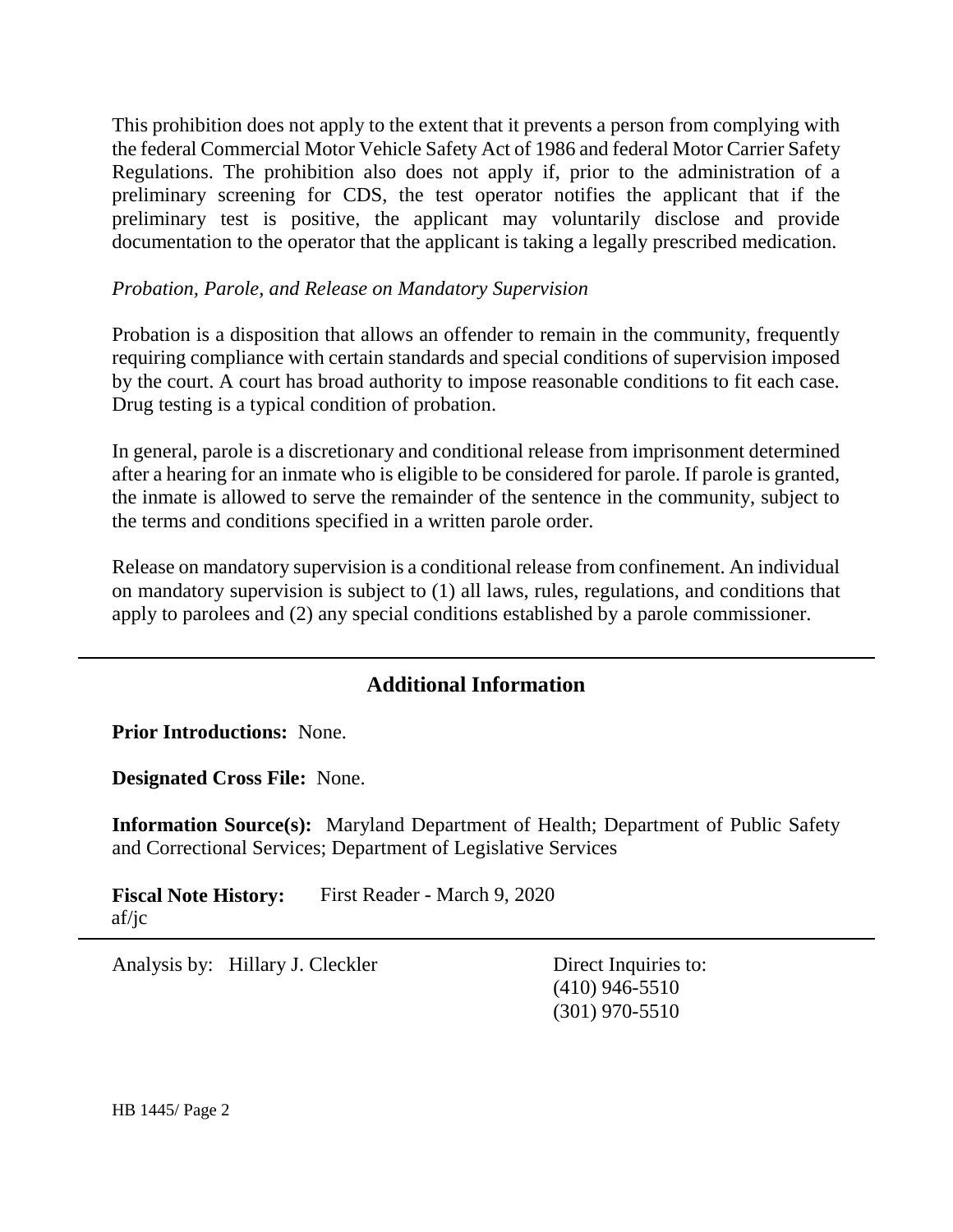This prohibition does not apply to the extent that it prevents a person from complying with the federal Commercial Motor Vehicle Safety Act of 1986 and federal Motor Carrier Safety Regulations. The prohibition also does not apply if, prior to the administration of a preliminary screening for CDS, the test operator notifies the applicant that if the preliminary test is positive, the applicant may voluntarily disclose and provide documentation to the operator that the applicant is taking a legally prescribed medication.

*Probation, Parole, and Release on Mandatory Supervision*

Probation is a disposition that allows an offender to remain in the community, frequently requiring compliance with certain standards and special conditions of supervision imposed by the court. A court has broad authority to impose reasonable conditions to fit each case. Drug testing is a typical condition of probation.

In general, parole is a discretionary and conditional release from imprisonment determined after a hearing for an inmate who is eligible to be considered for parole. If parole is granted, the inmate is allowed to serve the remainder of the sentence in the community, subject to the terms and conditions specified in a written parole order.

Release on mandatory supervision is a conditional release from confinement. An individual on mandatory supervision is subject to (1) all laws, rules, regulations, and conditions that apply to parolees and (2) any special conditions established by a parole commissioner.

---

## Additional Information

**Prior Introductions:** None.

**Designated Cross File:** None.

**Information Source(s):** Maryland Department of Health; Department of Public Safety and Correctional Services; Department of Legislative Services

**Fiscal Note History:** First Reader - March 9, 2020
af/jc

---

Analysis by: Hillary J. Cleckler

Direct Inquiries to:
(410) 946-5510
(301) 970-5510